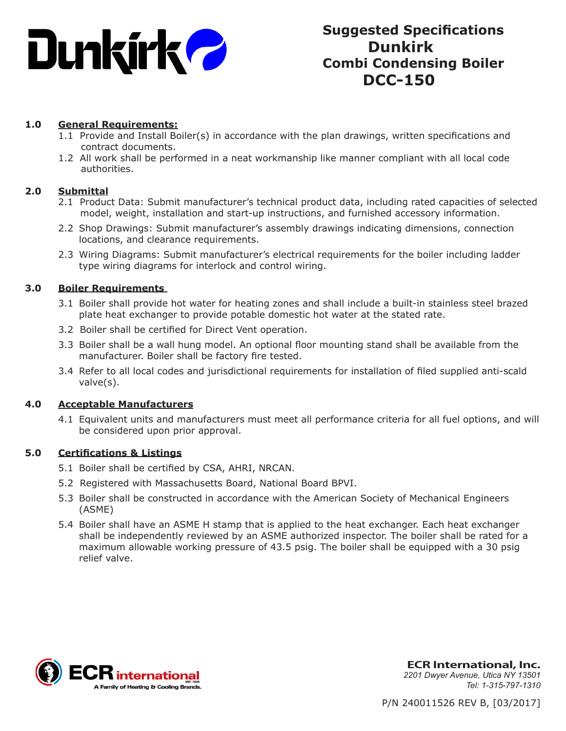# Suggested Specifications Dunkirk Combi Condensing Boiler DCC-150

## 1.0 General Requirements:

1.1 Provide and Install Boiler(s) in accordance with the plan drawings, written specifications and contract documents.

1.2 All work shall be performed in a neat workmanship like manner compliant with all local code authorities.

## 2.0 Submittal

2.1 Product Data: Submit manufacturer's technical product data, including rated capacities of selected model, weight, installation and start-up instructions, and furnished accessory information.

2.2 Shop Drawings: Submit manufacturer's assembly drawings indicating dimensions, connection locations, and clearance requirements.

2.3 Wiring Diagrams: Submit manufacturer's electrical requirements for the boiler including ladder type wiring diagrams for interlock and control wiring.

## 3.0 Boiler Requirements

3.1 Boiler shall provide hot water for heating zones and shall include a built-in stainless steel brazed plate heat exchanger to provide potable domestic hot water at the stated rate.

3.2 Boiler shall be certified for Direct Vent operation.

3.3 Boiler shall be a wall hung model. An optional floor mounting stand shall be available from the manufacturer. Boiler shall be factory fire tested.

3.4 Refer to all local codes and jurisdictional requirements for installation of filed supplied anti-scald valve(s).

## 4.0 Acceptable Manufacturers

4.1 Equivalent units and manufacturers must meet all performance criteria for all fuel options, and will be considered upon prior approval.

## 5.0 Certifications & Listings

5.1 Boiler shall be certified by CSA, AHRI, NRCAN.

5.2 Registered with Massachusetts Board, National Board BPVI.

5.3 Boiler shall be constructed in accordance with the American Society of Mechanical Engineers (ASME)

5.4 Boiler shall have an ASME H stamp that is applied to the heat exchanger. Each heat exchanger shall be independently reviewed by an ASME authorized inspector. The boiler shall be rated for a maximum allowable working pressure of 43.5 psig. The boiler shall be equipped with a 30 psig relief valve.

**ECR International, Inc.**
*2201 Dwyer Avenue, Utica NY 13501*
*Tel: 1-315-797-1310*

P/N 240011526 REV B, [03/2017]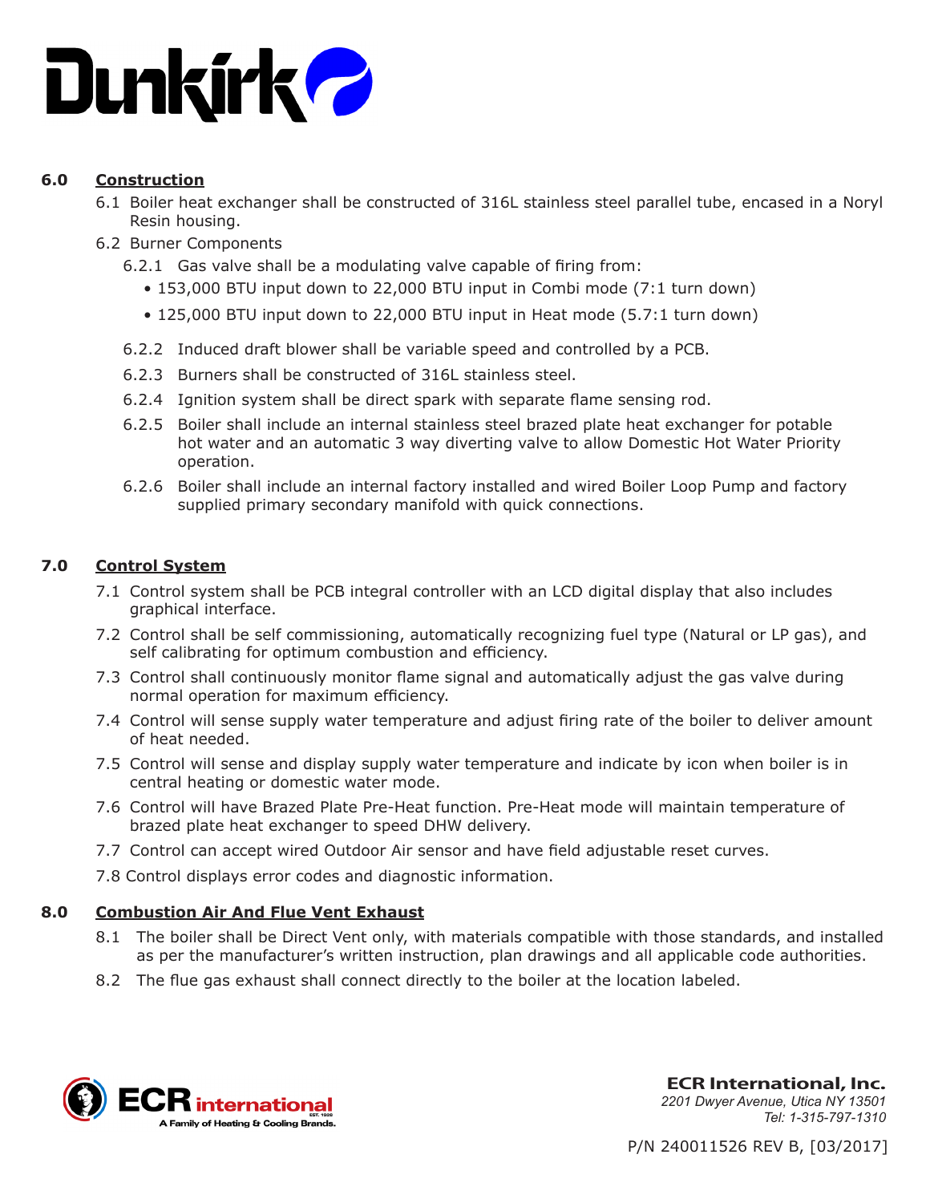## 6.0 Construction

6.1 Boiler heat exchanger shall be constructed of 316L stainless steel parallel tube, encased in a Noryl Resin housing.

6.2 Burner Components

6.2.1 Gas valve shall be a modulating valve capable of firing from:

- 153,000 BTU input down to 22,000 BTU input in Combi mode (7:1 turn down)
- 125,000 BTU input down to 22,000 BTU input in Heat mode (5.7:1 turn down)

6.2.2 Induced draft blower shall be variable speed and controlled by a PCB.

6.2.3 Burners shall be constructed of 316L stainless steel.

6.2.4 Ignition system shall be direct spark with separate flame sensing rod.

6.2.5 Boiler shall include an internal stainless steel brazed plate heat exchanger for potable hot water and an automatic 3 way diverting valve to allow Domestic Hot Water Priority operation.

6.2.6 Boiler shall include an internal factory installed and wired Boiler Loop Pump and factory supplied primary secondary manifold with quick connections.

## 7.0 Control System

7.1 Control system shall be PCB integral controller with an LCD digital display that also includes graphical interface.

7.2 Control shall be self commissioning, automatically recognizing fuel type (Natural or LP gas), and self calibrating for optimum combustion and efficiency.

7.3 Control shall continuously monitor flame signal and automatically adjust the gas valve during normal operation for maximum efficiency.

7.4 Control will sense supply water temperature and adjust firing rate of the boiler to deliver amount of heat needed.

7.5 Control will sense and display supply water temperature and indicate by icon when boiler is in central heating or domestic water mode.

7.6 Control will have Brazed Plate Pre-Heat function. Pre-Heat mode will maintain temperature of brazed plate heat exchanger to speed DHW delivery.

7.7 Control can accept wired Outdoor Air sensor and have field adjustable reset curves.

7.8 Control displays error codes and diagnostic information.

## 8.0 Combustion Air And Flue Vent Exhaust

8.1 The boiler shall be Direct Vent only, with materials compatible with those standards, and installed as per the manufacturer's written instruction, plan drawings and all applicable code authorities.

8.2 The flue gas exhaust shall connect directly to the boiler at the location labeled.

**ECR International, Inc.**
*2201 Dwyer Avenue, Utica NY 13501*
*Tel: 1-315-797-1310*

P/N 240011526 REV B, [03/2017]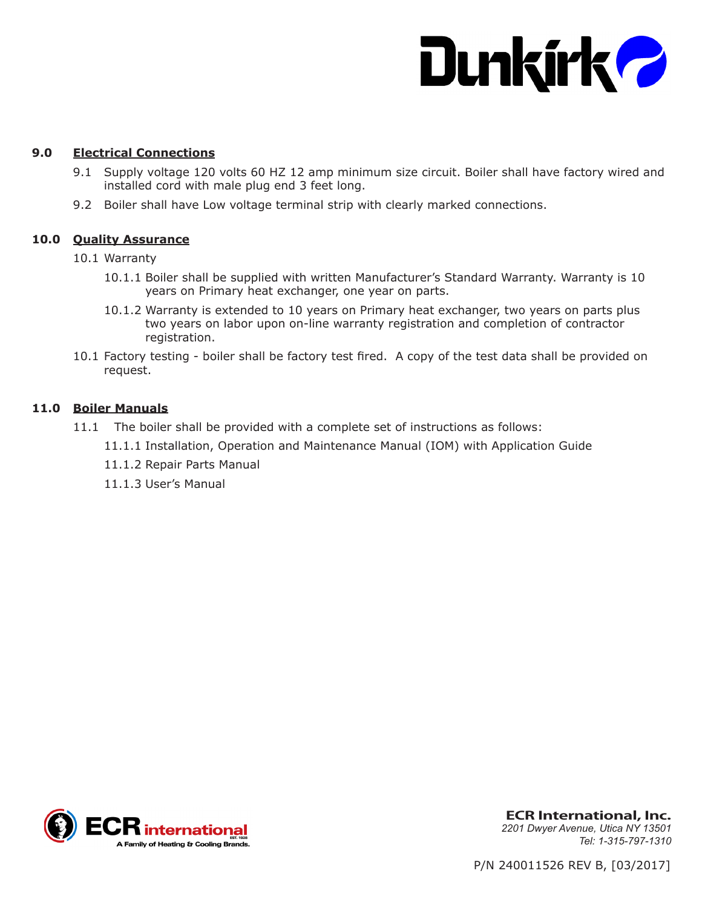## 9.0 Electrical Connections

9.1 Supply voltage 120 volts 60 HZ 12 amp minimum size circuit. Boiler shall have factory wired and installed cord with male plug end 3 feet long.

9.2 Boiler shall have Low voltage terminal strip with clearly marked connections.

## 10.0 Quality Assurance

10.1 Warranty

10.1.1 Boiler shall be supplied with written Manufacturer's Standard Warranty. Warranty is 10 years on Primary heat exchanger, one year on parts.

10.1.2 Warranty is extended to 10 years on Primary heat exchanger, two years on parts plus two years on labor upon on-line warranty registration and completion of contractor registration.

10.1 Factory testing - boiler shall be factory test fired. A copy of the test data shall be provided on request.

## 11.0 Boiler Manuals

11.1 The boiler shall be provided with a complete set of instructions as follows:

11.1.1 Installation, Operation and Maintenance Manual (IOM) with Application Guide

11.1.2 Repair Parts Manual

11.1.3 User's Manual

**ECR International, Inc.**
*2201 Dwyer Avenue, Utica NY 13501*
*Tel: 1-315-797-1310*

P/N 240011526 REV B, [03/2017]